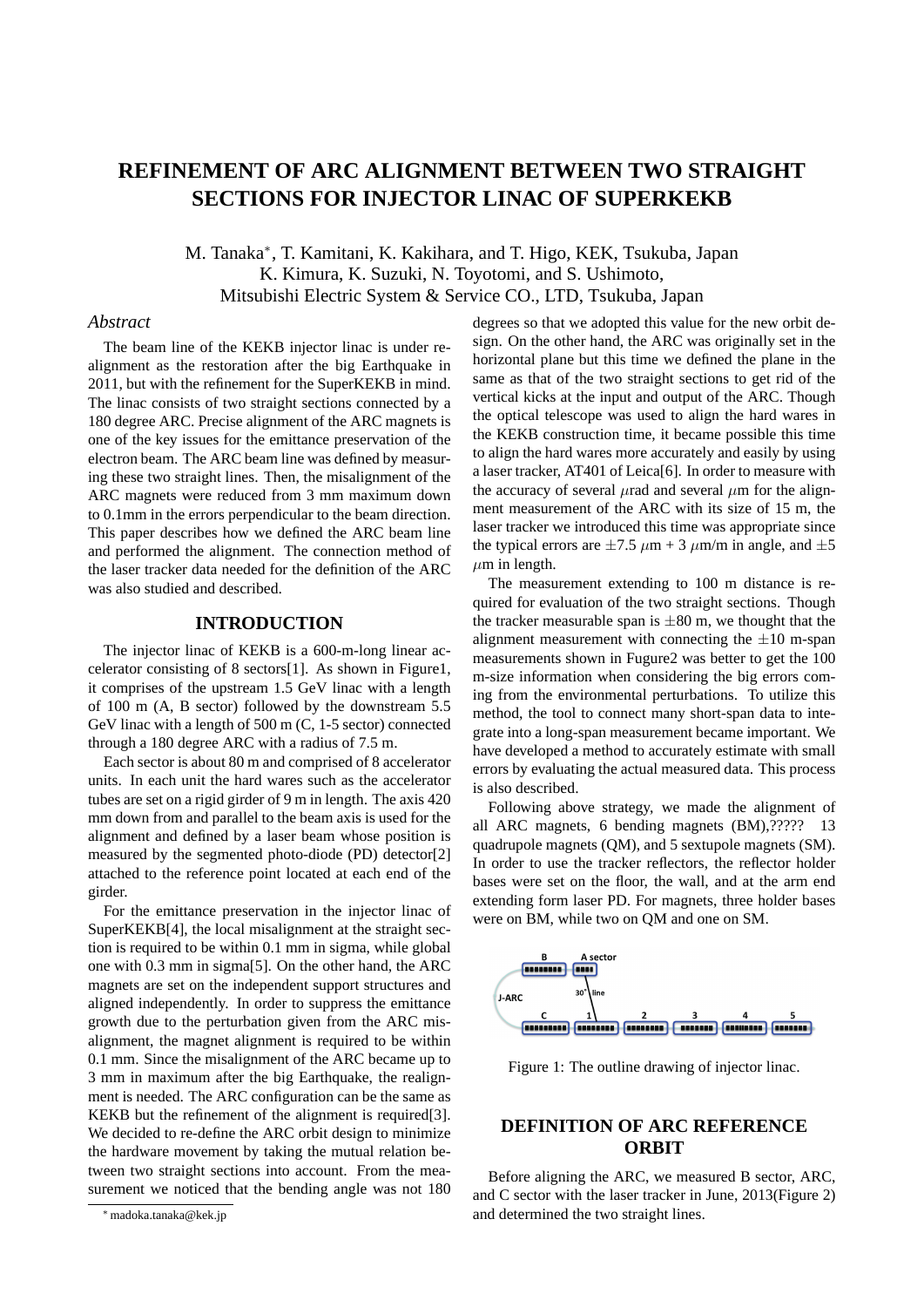# REFINEMENT OF ARC ALIGNMENT BETWEEN TWO STRAIGHT SECTIONS FOR INJECTOR LINAC OF SUPERKEKB

M. Tanaka*, T. Kamitani, K. Kakihara, and T. Higo, KEK, Tsukuba, Japan
K. Kimura, K. Suzuki, N. Toyotomi, and S. Ushimoto,
Mitsubishi Electric System & Service CO., LTD, Tsukuba, Japan

## *Abstract*

The beam line of the KEKB injector linac is under re-alignment as the restoration after the big Earthquake in 2011, but with the refinement for the SuperKEKB in mind. The linac consists of two straight sections connected by a 180 degree ARC. Precise alignment of the ARC magnets is one of the key issues for the emittance preservation of the electron beam. The ARC beam line was defined by measuring these two straight lines. Then, the misalignment of the ARC magnets were reduced from 3 mm maximum down to 0.1mm in the errors perpendicular to the beam direction. This paper describes how we defined the ARC beam line and performed the alignment. The connection method of the laser tracker data needed for the definition of the ARC was also studied and described.

## INTRODUCTION

The injector linac of KEKB is a 600-m-long linear accelerator consisting of 8 sectors[1]. As shown in Figure1, it comprises of the upstream 1.5 GeV linac with a length of 100 m (A, B sector) followed by the downstream 5.5 GeV linac with a length of 500 m (C, 1-5 sector) connected through a 180 degree ARC with a radius of 7.5 m.

Each sector is about 80 m and comprised of 8 accelerator units. In each unit the hard wares such as the accelerator tubes are set on a rigid girder of 9 m in length. The axis 420 mm down from and parallel to the beam axis is used for the alignment and defined by a laser beam whose position is measured by the segmented photo-diode (PD) detector[2] attached to the reference point located at each end of the girder.

For the emittance preservation in the injector linac of SuperKEKB[4], the local misalignment at the straight section is required to be within 0.1 mm in sigma, while global one with 0.3 mm in sigma[5]. On the other hand, the ARC magnets are set on the independent support structures and aligned independently. In order to suppress the emittance growth due to the perturbation given from the ARC misalignment, the magnet alignment is required to be within 0.1 mm. Since the misalignment of the ARC became up to 3 mm in maximum after the big Earthquake, the realignment is needed. The ARC configuration can be the same as KEKB but the refinement of the alignment is required[3]. We decided to re-define the ARC orbit design to minimize the hardware movement by taking the mutual relation between two straight sections into account. From the measurement we noticed that the bending angle was not 180 degrees so that we adopted this value for the new orbit design. On the other hand, the ARC was originally set in the horizontal plane but this time we defined the plane in the same as that of the two straight sections to get rid of the vertical kicks at the input and output of the ARC. Though the optical telescope was used to align the hard wares in the KEKB construction time, it became possible this time to align the hard wares more accurately and easily by using a laser tracker, AT401 of Leica[6]. In order to measure with the accuracy of several $\mu$rad and several $\mu$m for the alignment measurement of the ARC with its size of 15 m, the laser tracker we introduced this time was appropriate since the typical errors are $\pm 7.5\ \mu$m + 3 $\mu$m/m in angle, and $\pm 5\ \mu$m in length.

The measurement extending to 100 m distance is required for evaluation of the two straight sections. Though the tracker measurable span is $\pm 80$ m, we thought that the alignment measurement with connecting the $\pm 10$ m-span measurements shown in Fugure2 was better to get the 100 m-size information when considering the big errors coming from the environmental perturbations. To utilize this method, the tool to connect many short-span data to integrate into a long-span measurement became important. We have developed a method to accurately estimate with small errors by evaluating the actual measured data. This process is also described.

Following above strategy, we made the alignment of all ARC magnets, 6 bending magnets (BM),????? 13 quadrupole magnets (QM), and 5 sextupole magnets (SM). In order to use the tracker reflectors, the reflector holder bases were set on the floor, the wall, and at the arm end extending form laser PD. For magnets, three holder bases were on BM, while two on QM and one on SM.

Figure 1: The outline drawing of injector linac.

## DEFINITION OF ARC REFERENCE ORBIT

Before aligning the ARC, we measured B sector, ARC, and C sector with the laser tracker in June, 2013(Figure 2) and determined the two straight lines.

* madoka.tanaka@kek.jp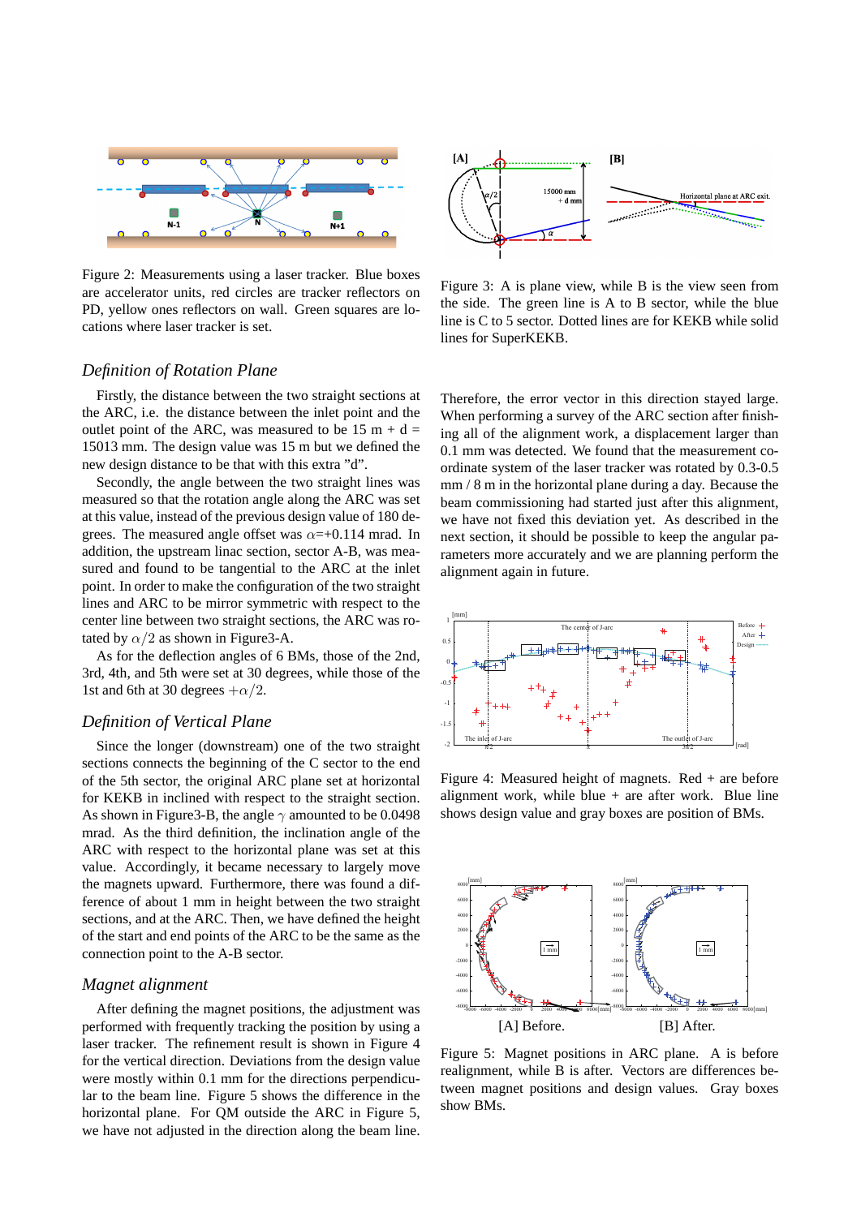Figure 2: Measurements using a laser tracker. Blue boxes are accelerator units, red circles are tracker reflectors on PD, yellow ones reflectors on wall. Green squares are locations where laser tracker is set.

### *Definition of Rotation Plane*

Firstly, the distance between the two straight sections at the ARC, i.e. the distance between the inlet point and the outlet point of the ARC, was measured to be 15 m + d = 15013 mm. The design value was 15 m but we defined the new design distance to be that with this extra "d".

Secondly, the angle between the two straight lines was measured so that the rotation angle along the ARC was set at this value, instead of the previous design value of 180 degrees. The measured angle offset was $\alpha$=+0.114 mrad. In addition, the upstream linac section, sector A-B, was measured and found to be tangential to the ARC at the inlet point. In order to make the configuration of the two straight lines and ARC to be mirror symmetric with respect to the center line between two straight sections, the ARC was rotated by $\alpha/2$ as shown in Figure3-A.

As for the deflection angles of 6 BMs, those of the 2nd, 3rd, 4th, and 5th were set at 30 degrees, while those of the 1st and 6th at 30 degrees $+\alpha/2$.

### *Definition of Vertical Plane*

Since the longer (downstream) one of the two straight sections connects the beginning of the C sector to the end of the 5th section, the original ARC plane set at horizontal for KEKB in inclined with respect to the straight section. As shown in Figure3-B, the angle $\gamma$ amounted to be 0.0498 mrad. As the third definition, the inclination angle of the ARC with respect to the horizontal plane was set at this value. Accordingly, it became necessary to largely move the magnets upward. Furthermore, there was found a difference of about 1 mm in height between the two straight sections, and at the ARC. Then, we have defined the height of the start and end points of the ARC to be the same as the connection point to the A-B sector.

### *Magnet alignment*

After defining the magnet positions, the adjustment was performed with frequently tracking the position by using a laser tracker. The refinement result is shown in Figure 4 for the vertical direction. Deviations from the design value were mostly within 0.1 mm for the directions perpendicular to the beam line. Figure 5 shows the difference in the horizontal plane. For QM outside the ARC in Figure 5, we have not adjusted in the direction along the beam line.

Figure 3: A is plane view, while B is the view seen from the side. The green line is A to B sector, while the blue line is C to 5 sector. Dotted lines are for KEKB while solid lines for SuperKEKB.

Therefore, the error vector in this direction stayed large. When performing a survey of the ARC section after finishing all of the alignment work, a displacement larger than 0.1 mm was detected. We found that the measurement coordinate system of the laser tracker was rotated by 0.3-0.5 mm / 8 m in the horizontal plane during a day. Because the beam commissioning had started just after this alignment, we have not fixed this deviation yet. As described in the next section, it should be possible to keep the angular parameters more accurately and we are planning perform the alignment again in future.

Figure 4: Measured height of magnets. Red + are before alignment work, while blue + are after work. Blue line shows design value and gray boxes are position of BMs.

[A] Before. [B] After.

Figure 5: Magnet positions in ARC plane. A is before realignment, while B is after. Vectors are differences between magnet positions and design values. Gray boxes show BMs.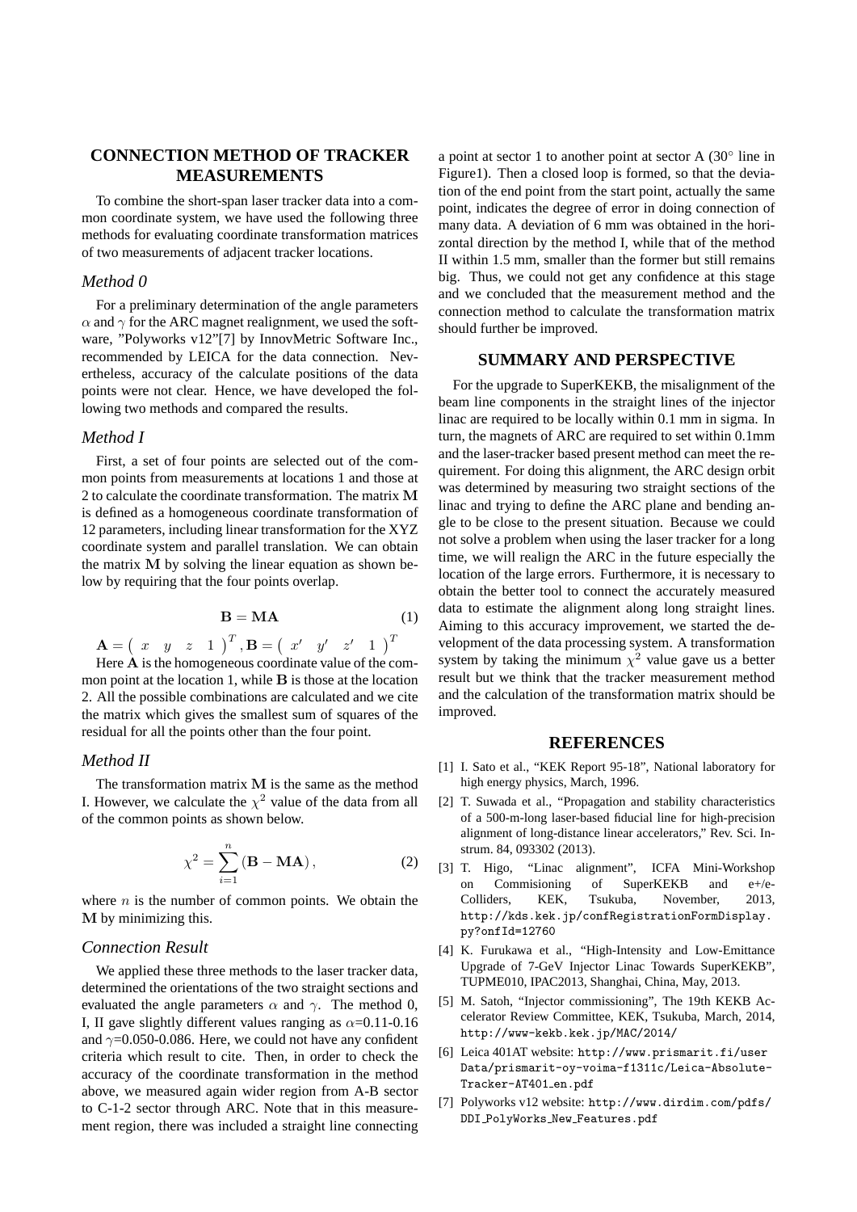## CONNECTION METHOD OF TRACKER MEASUREMENTS

To combine the short-span laser tracker data into a common coordinate system, we have used the following three methods for evaluating coordinate transformation matrices of two measurements of adjacent tracker locations.

### *Method 0*

For a preliminary determination of the angle parameters $\alpha$ and $\gamma$ for the ARC magnet realignment, we used the software, "Polyworks v12"[7] by InnovMetric Software Inc., recommended by LEICA for the data connection. Nevertheless, accuracy of the calculate positions of the data points were not clear. Hence, we have developed the following two methods and compared the results.

### *Method I*

First, a set of four points are selected out of the common points from measurements at locations 1 and those at 2 to calculate the coordinate transformation. The matrix $\mathbf{M}$ is defined as a homogeneous coordinate transformation of 12 parameters, including linear transformation for the XYZ coordinate system and parallel translation. We can obtain the matrix $\mathbf{M}$ by solving the linear equation as shown below by requiring that the four points overlap.

$$\mathbf{B} = \mathbf{M}\mathbf{A} \tag{1}$$

$$\mathbf{A} = \begin{pmatrix} x & y & z & 1 \end{pmatrix}^T, \mathbf{B} = \begin{pmatrix} x' & y' & z' & 1 \end{pmatrix}^T$$

Here $\mathbf{A}$ is the homogeneous coordinate value of the common point at the location 1, while $\mathbf{B}$ is those at the location 2. All the possible combinations are calculated and we cite the matrix which gives the smallest sum of squares of the residual for all the points other than the four point.

### *Method II*

The transformation matrix $\mathbf{M}$ is the same as the method I. However, we calculate the $\chi^2$ value of the data from all of the common points as shown below.

$$\chi^2 = \sum_{i=1}^{n} (\mathbf{B} - \mathbf{M}\mathbf{A}), \tag{2}$$

where $n$ is the number of common points. We obtain the $\mathbf{M}$ by minimizing this.

### *Connection Result*

We applied these three methods to the laser tracker data, determined the orientations of the two straight sections and evaluated the angle parameters $\alpha$ and $\gamma$. The method 0, I, II gave slightly different values ranging as $\alpha$=0.11-0.16 and $\gamma$=0.050-0.086. Here, we could not have any confident criteria which result to cite. Then, in order to check the accuracy of the coordinate transformation in the method above, we measured again wider region from A-B sector to C-1-2 sector through ARC. Note that in this measurement region, there was included a straight line connecting a point at sector 1 to another point at sector A (30° line in Figure1). Then a closed loop is formed, so that the deviation of the end point from the start point, actually the same point, indicates the degree of error in doing connection of many data. A deviation of 6 mm was obtained in the horizontal direction by the method I, while that of the method II within 1.5 mm, smaller than the former but still remains big. Thus, we could not get any confidence at this stage and we concluded that the measurement method and the connection method to calculate the transformation matrix should further be improved.

## SUMMARY AND PERSPECTIVE

For the upgrade to SuperKEKB, the misalignment of the beam line components in the straight lines of the injector linac are required to be locally within 0.1 mm in sigma. In turn, the magnets of ARC are required to set within 0.1mm and the laser-tracker based present method can meet the requirement. For doing this alignment, the ARC design orbit was determined by measuring two straight sections of the linac and trying to define the ARC plane and bending angle to be close to the present situation. Because we could not solve a problem when using the laser tracker for a long time, we will realign the ARC in the future especially the location of the large errors. Furthermore, it is necessary to obtain the better tool to connect the accurately measured data to estimate the alignment along long straight lines. Aiming to this accuracy improvement, we started the development of the data processing system. A transformation system by taking the minimum $\chi^2$ value gave us a better result but we think that the tracker measurement method and the calculation of the transformation matrix should be improved.

## REFERENCES

[1] I. Sato et al., "KEK Report 95-18", National laboratory for high energy physics, March, 1996.

[2] T. Suwada et al., "Propagation and stability characteristics of a 500-m-long laser-based fiducial line for high-precision alignment of long-distance linear accelerators," Rev. Sci. Instrum. 84, 093302 (2013).

[3] T. Higo, "Linac alignment", ICFA Mini-Workshop on Commisioning of SuperKEKB and e+/e- Colliders, KEK, Tsukuba, November, 2013, http://kds.kek.jp/confRegistrationFormDisplay.py?onfId=12760

[4] K. Furukawa et al., "High-Intensity and Low-Emittance Upgrade of 7-GeV Injector Linac Towards SuperKEKB", TUPME010, IPAC2013, Shanghai, China, May, 2013.

[5] M. Satoh, "Injector commissioning", The 19th KEKB Accelerator Review Committee, KEK, Tsukuba, March, 2014, http://www-kekb.kek.jp/MAC/2014/

[6] Leica 401AT website: http://www.prismarit.fi/user Data/prismarit-oy-voima-f1311c/Leica-Absolute-Tracker-AT401_en.pdf

[7] Polyworks v12 website: http://www.dirdim.com/pdfs/DDI_PolyWorks_New_Features.pdf